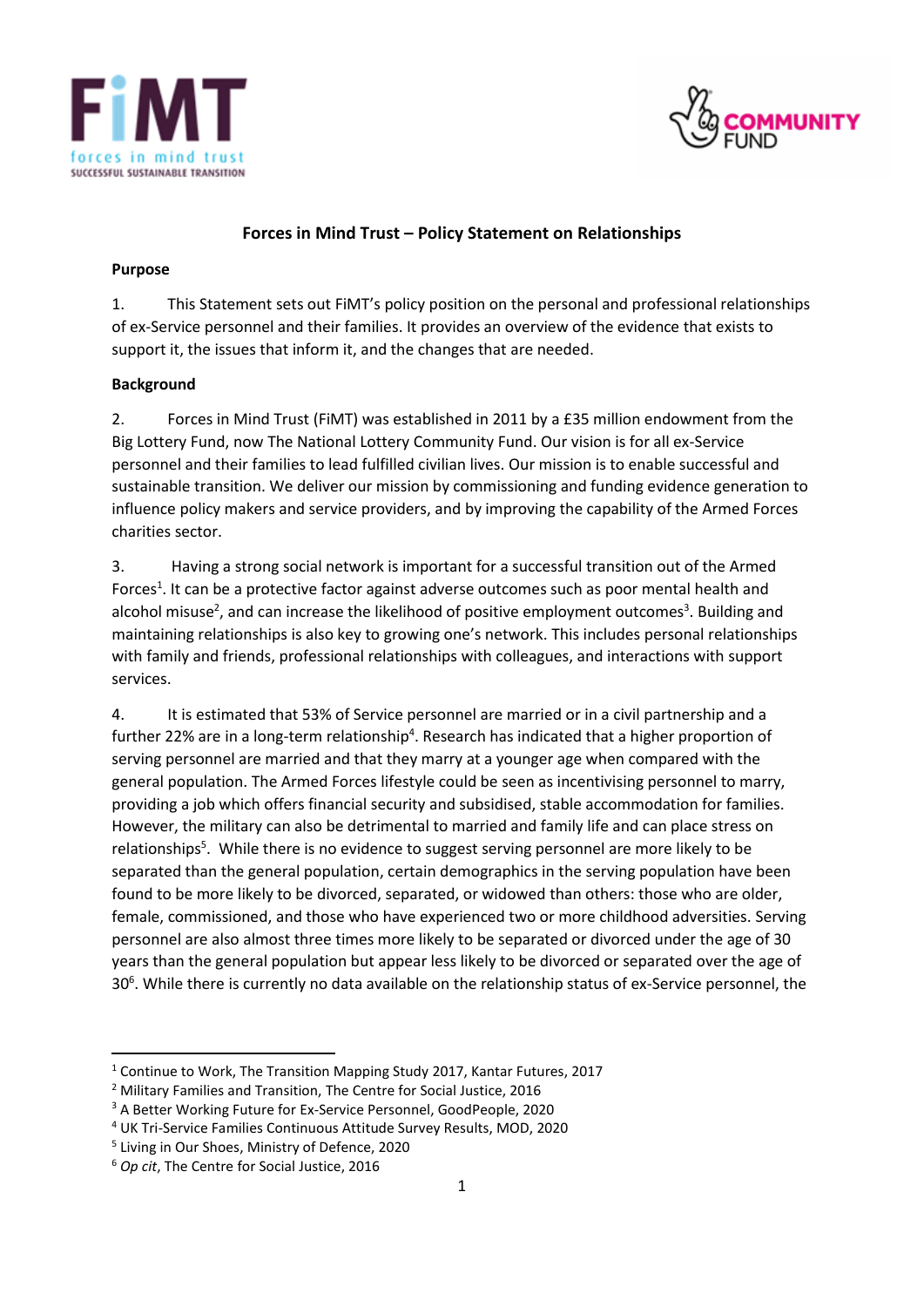## Forces in Mind Trust – Policy Statement on Relationships

### Purpose

1. This Statement sets out FiMT's policy position on the personal and professional relationships of ex-Service personnel and their families. It provides an overview of the evidence that exists to support it, the issues that inform it, and the changes that are needed.

### Background

2. Forces in Mind Trust (FiMT) was established in 2011 by a £35 million endowment from the Big Lottery Fund, now The National Lottery Community Fund. Our vision is for all ex-Service personnel and their families to lead fulfilled civilian lives. Our mission is to enable successful and sustainable transition. We deliver our mission by commissioning and funding evidence generation to influence policy makers and service providers, and by improving the capability of the Armed Forces charities sector.

3. Having a strong social network is important for a successful transition out of the Armed Forces[1]. It can be a protective factor against adverse outcomes such as poor mental health and alcohol misuse[2], and can increase the likelihood of positive employment outcomes[3]. Building and maintaining relationships is also key to growing one's network. This includes personal relationships with family and friends, professional relationships with colleagues, and interactions with support services.

4. It is estimated that 53% of Service personnel are married or in a civil partnership and a further 22% are in a long-term relationship[4]. Research has indicated that a higher proportion of serving personnel are married and that they marry at a younger age when compared with the general population. The Armed Forces lifestyle could be seen as incentivising personnel to marry, providing a job which offers financial security and subsidised, stable accommodation for families. However, the military can also be detrimental to married and family life and can place stress on relationships[5]. While there is no evidence to suggest serving personnel are more likely to be separated than the general population, certain demographics in the serving population have been found to be more likely to be divorced, separated, or widowed than others: those who are older, female, commissioned, and those who have experienced two or more childhood adversities. Serving personnel are also almost three times more likely to be separated or divorced under the age of 30 years than the general population but appear less likely to be divorced or separated over the age of 30[6]. While there is currently no data available on the relationship status of ex-Service personnel, the

---

[1] Continue to Work, The Transition Mapping Study 2017, Kantar Futures, 2017

[2] Military Families and Transition, The Centre for Social Justice, 2016

[3] A Better Working Future for Ex-Service Personnel, GoodPeople, 2020

[4] UK Tri-Service Families Continuous Attitude Survey Results, MOD, 2020

[5] Living in Our Shoes, Ministry of Defence, 2020

[6] *Op cit*, The Centre for Social Justice, 2016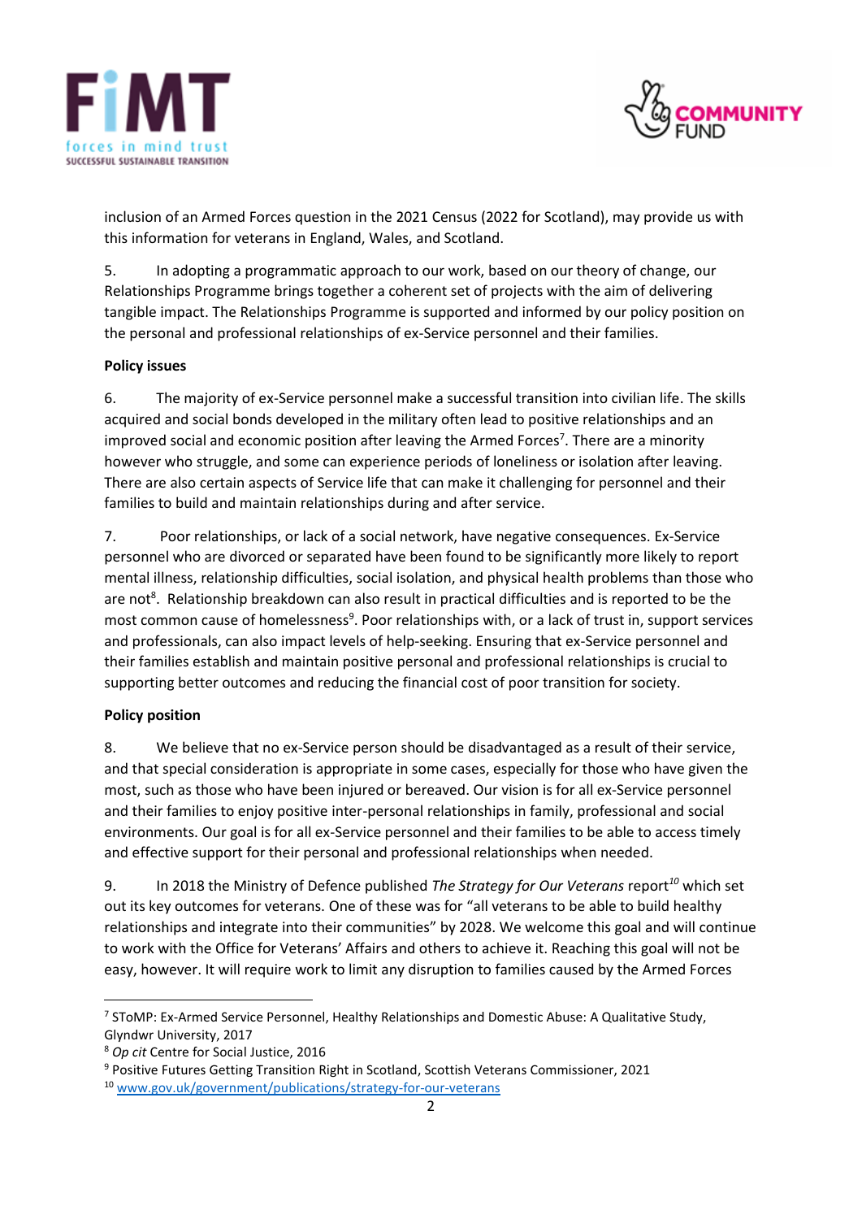inclusion of an Armed Forces question in the 2021 Census (2022 for Scotland), may provide us with this information for veterans in England, Wales, and Scotland.

5. In adopting a programmatic approach to our work, based on our theory of change, our Relationships Programme brings together a coherent set of projects with the aim of delivering tangible impact. The Relationships Programme is supported and informed by our policy position on the personal and professional relationships of ex-Service personnel and their families.

**Policy issues**

6. The majority of ex-Service personnel make a successful transition into civilian life. The skills acquired and social bonds developed in the military often lead to positive relationships and an improved social and economic position after leaving the Armed Forces[7]. There are a minority however who struggle, and some can experience periods of loneliness or isolation after leaving. There are also certain aspects of Service life that can make it challenging for personnel and their families to build and maintain relationships during and after service.

7. Poor relationships, or lack of a social network, have negative consequences. Ex-Service personnel who are divorced or separated have been found to be significantly more likely to report mental illness, relationship difficulties, social isolation, and physical health problems than those who are not[8]. Relationship breakdown can also result in practical difficulties and is reported to be the most common cause of homelessness[9]. Poor relationships with, or a lack of trust in, support services and professionals, can also impact levels of help-seeking. Ensuring that ex-Service personnel and their families establish and maintain positive personal and professional relationships is crucial to supporting better outcomes and reducing the financial cost of poor transition for society.

**Policy position**

8. We believe that no ex-Service person should be disadvantaged as a result of their service, and that special consideration is appropriate in some cases, especially for those who have given the most, such as those who have been injured or bereaved. Our vision is for all ex-Service personnel and their families to enjoy positive inter-personal relationships in family, professional and social environments. Our goal is for all ex-Service personnel and their families to be able to access timely and effective support for their personal and professional relationships when needed.

9. In 2018 the Ministry of Defence published *The Strategy for Our Veterans* report[10] which set out its key outcomes for veterans. One of these was for "all veterans to be able to build healthy relationships and integrate into their communities" by 2028. We welcome this goal and will continue to work with the Office for Veterans' Affairs and others to achieve it. Reaching this goal will not be easy, however. It will require work to limit any disruption to families caused by the Armed Forces

[7] SToMP: Ex-Armed Service Personnel, Healthy Relationships and Domestic Abuse: A Qualitative Study, Glyndwr University, 2017

[8] *Op cit* Centre for Social Justice, 2016

[9] Positive Futures Getting Transition Right in Scotland, Scottish Veterans Commissioner, 2021

[10] www.gov.uk/government/publications/strategy-for-our-veterans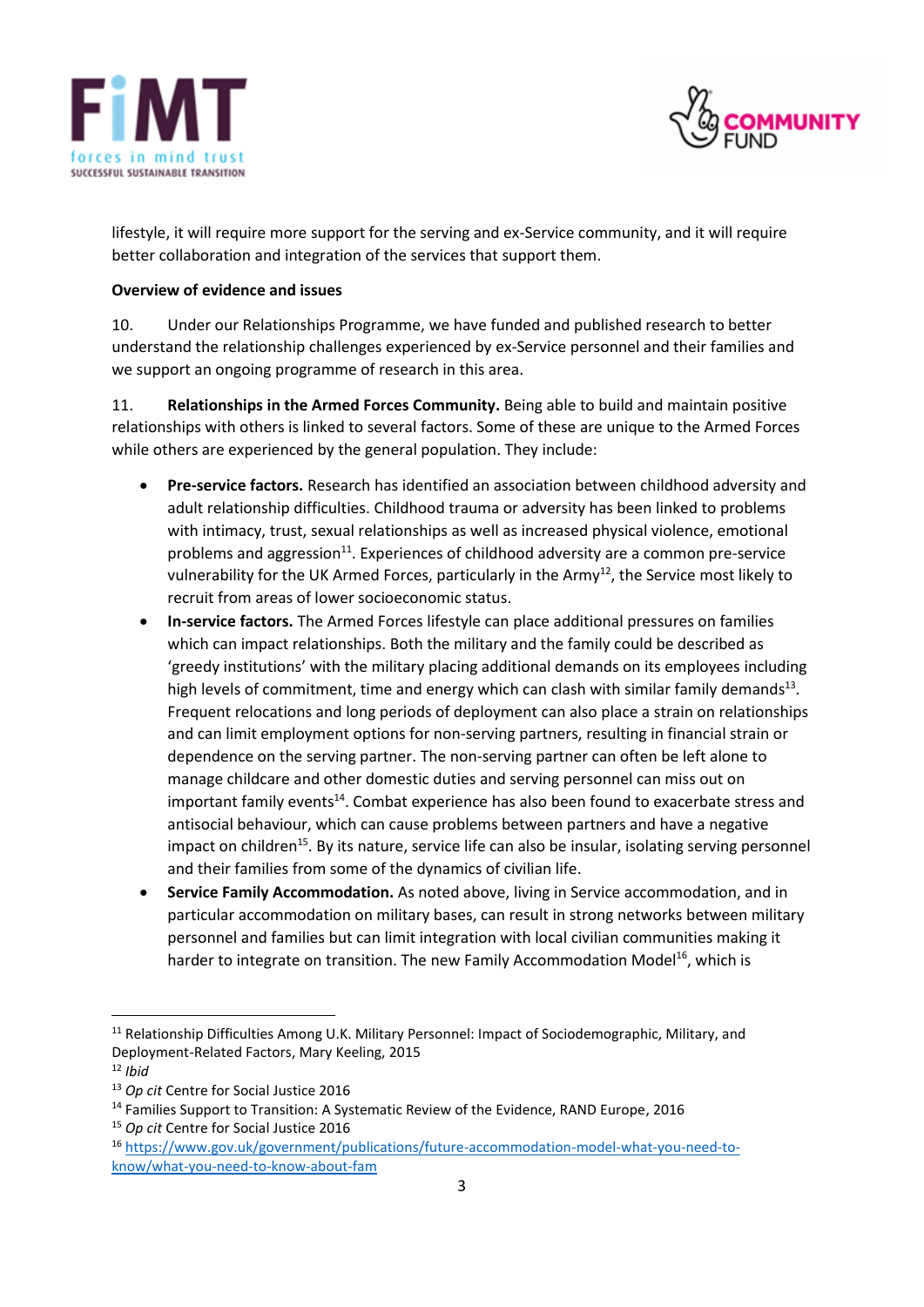lifestyle, it will require more support for the serving and ex-Service community, and it will require better collaboration and integration of the services that support them.

**Overview of evidence and issues**

10. Under our Relationships Programme, we have funded and published research to better understand the relationship challenges experienced by ex-Service personnel and their families and we support an ongoing programme of research in this area.

11. **Relationships in the Armed Forces Community.** Being able to build and maintain positive relationships with others is linked to several factors. Some of these are unique to the Armed Forces while others are experienced by the general population. They include:

- **Pre-service factors.** Research has identified an association between childhood adversity and adult relationship difficulties. Childhood trauma or adversity has been linked to problems with intimacy, trust, sexual relationships as well as increased physical violence, emotional problems and aggression[11]. Experiences of childhood adversity are a common pre-service vulnerability for the UK Armed Forces, particularly in the Army[12], the Service most likely to recruit from areas of lower socioeconomic status.
- **In-service factors.** The Armed Forces lifestyle can place additional pressures on families which can impact relationships. Both the military and the family could be described as 'greedy institutions' with the military placing additional demands on its employees including high levels of commitment, time and energy which can clash with similar family demands[13]. Frequent relocations and long periods of deployment can also place a strain on relationships and can limit employment options for non-serving partners, resulting in financial strain or dependence on the serving partner. The non-serving partner can often be left alone to manage childcare and other domestic duties and serving personnel can miss out on important family events[14]. Combat experience has also been found to exacerbate stress and antisocial behaviour, which can cause problems between partners and have a negative impact on children[15]. By its nature, service life can also be insular, isolating serving personnel and their families from some of the dynamics of civilian life.
- **Service Family Accommodation.** As noted above, living in Service accommodation, and in particular accommodation on military bases, can result in strong networks between military personnel and families but can limit integration with local civilian communities making it harder to integrate on transition. The new Family Accommodation Model[16], which is

---

[11] Relationship Difficulties Among U.K. Military Personnel: Impact of Sociodemographic, Military, and Deployment-Related Factors, Mary Keeling, 2015

[12] *Ibid*

[13] *Op cit* Centre for Social Justice 2016

[14] Families Support to Transition: A Systematic Review of the Evidence, RAND Europe, 2016

[15] *Op cit* Centre for Social Justice 2016

[16] https://www.gov.uk/government/publications/future-accommodation-model-what-you-need-to-know/what-you-need-to-know-about-fam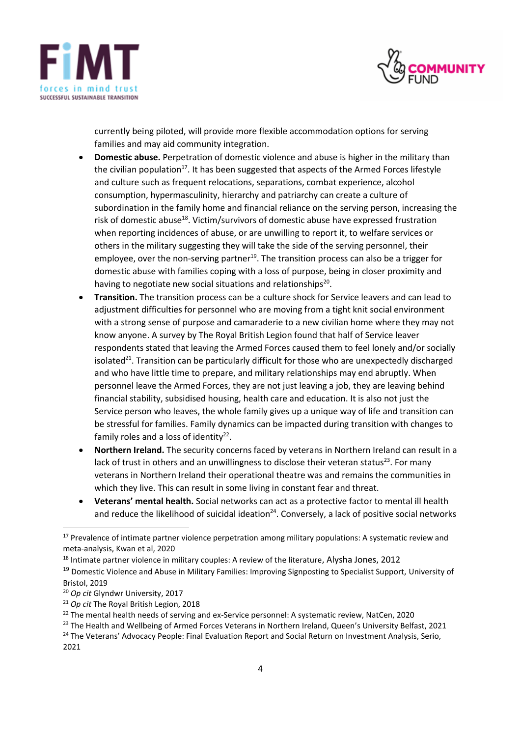currently being piloted, will provide more flexible accommodation options for serving families and may aid community integration.

- **Domestic abuse.** Perpetration of domestic violence and abuse is higher in the military than the civilian population[17]. It has been suggested that aspects of the Armed Forces lifestyle and culture such as frequent relocations, separations, combat experience, alcohol consumption, hypermasculinity, hierarchy and patriarchy can create a culture of subordination in the family home and financial reliance on the serving person, increasing the risk of domestic abuse[18]. Victim/survivors of domestic abuse have expressed frustration when reporting incidences of abuse, or are unwilling to report it, to welfare services or others in the military suggesting they will take the side of the serving personnel, their employee, over the non-serving partner[19]. The transition process can also be a trigger for domestic abuse with families coping with a loss of purpose, being in closer proximity and having to negotiate new social situations and relationships[20].
- **Transition.** The transition process can be a culture shock for Service leavers and can lead to adjustment difficulties for personnel who are moving from a tight knit social environment with a strong sense of purpose and camaraderie to a new civilian home where they may not know anyone. A survey by The Royal British Legion found that half of Service leaver respondents stated that leaving the Armed Forces caused them to feel lonely and/or socially isolated[21]. Transition can be particularly difficult for those who are unexpectedly discharged and who have little time to prepare, and military relationships may end abruptly. When personnel leave the Armed Forces, they are not just leaving a job, they are leaving behind financial stability, subsidised housing, health care and education. It is also not just the Service person who leaves, the whole family gives up a unique way of life and transition can be stressful for families. Family dynamics can be impacted during transition with changes to family roles and a loss of identity[22].
- **Northern Ireland.** The security concerns faced by veterans in Northern Ireland can result in a lack of trust in others and an unwillingness to disclose their veteran status[23]. For many veterans in Northern Ireland their operational theatre was and remains the communities in which they live. This can result in some living in constant fear and threat.
- **Veterans' mental health.** Social networks can act as a protective factor to mental ill health and reduce the likelihood of suicidal ideation[24]. Conversely, a lack of positive social networks

---

[17] Prevalence of intimate partner violence perpetration among military populations: A systematic review and meta-analysis, Kwan et al, 2020

[18] Intimate partner violence in military couples: A review of the literature, Alysha Jones, 2012

[19] Domestic Violence and Abuse in Military Families: Improving Signposting to Specialist Support, University of Bristol, 2019

[20] *Op cit* Glyndwr University, 2017

[21] *Op cit* The Royal British Legion, 2018

[22] The mental health needs of serving and ex-Service personnel: A systematic review, NatCen, 2020

[23] The Health and Wellbeing of Armed Forces Veterans in Northern Ireland, Queen's University Belfast, 2021

[24] The Veterans' Advocacy People: Final Evaluation Report and Social Return on Investment Analysis, Serio, 2021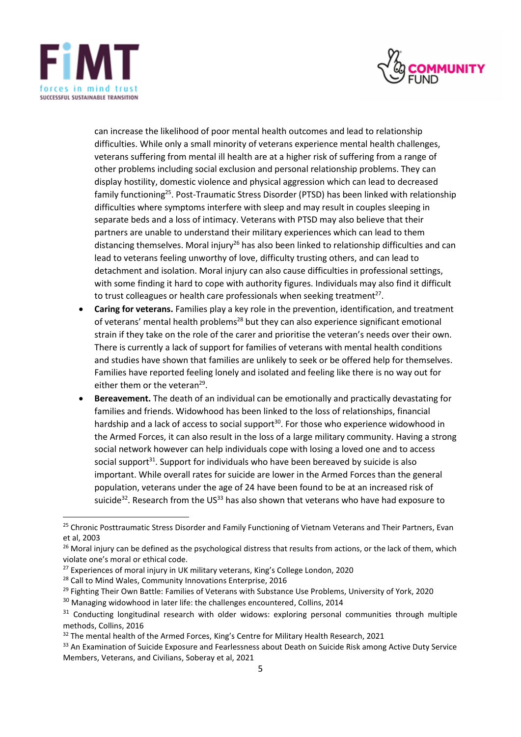can increase the likelihood of poor mental health outcomes and lead to relationship difficulties. While only a small minority of veterans experience mental health challenges, veterans suffering from mental ill health are at a higher risk of suffering from a range of other problems including social exclusion and personal relationship problems. They can display hostility, domestic violence and physical aggression which can lead to decreased family functioning[25]. Post-Traumatic Stress Disorder (PTSD) has been linked with relationship difficulties where symptoms interfere with sleep and may result in couples sleeping in separate beds and a loss of intimacy. Veterans with PTSD may also believe that their partners are unable to understand their military experiences which can lead to them distancing themselves. Moral injury[26] has also been linked to relationship difficulties and can lead to veterans feeling unworthy of love, difficulty trusting others, and can lead to detachment and isolation. Moral injury can also cause difficulties in professional settings, with some finding it hard to cope with authority figures. Individuals may also find it difficult to trust colleagues or health care professionals when seeking treatment[27].

- **Caring for veterans.** Families play a key role in the prevention, identification, and treatment of veterans' mental health problems[28] but they can also experience significant emotional strain if they take on the role of the carer and prioritise the veteran's needs over their own. There is currently a lack of support for families of veterans with mental health conditions and studies have shown that families are unlikely to seek or be offered help for themselves. Families have reported feeling lonely and isolated and feeling like there is no way out for either them or the veteran[29].
- **Bereavement.** The death of an individual can be emotionally and practically devastating for families and friends. Widowhood has been linked to the loss of relationships, financial hardship and a lack of access to social support[30]. For those who experience widowhood in the Armed Forces, it can also result in the loss of a large military community. Having a strong social network however can help individuals cope with losing a loved one and to access social support[31]. Support for individuals who have been bereaved by suicide is also important. While overall rates for suicide are lower in the Armed Forces than the general population, veterans under the age of 24 have been found to be at an increased risk of suicide[32]. Research from the US[33] has also shown that veterans who have had exposure to

---

[25] Chronic Posttraumatic Stress Disorder and Family Functioning of Vietnam Veterans and Their Partners, Evan et al, 2003

[26] Moral injury can be defined as the psychological distress that results from actions, or the lack of them, which violate one's moral or ethical code.

[27] Experiences of moral injury in UK military veterans, King's College London, 2020

[28] Call to Mind Wales, Community Innovations Enterprise, 2016

[29] Fighting Their Own Battle: Families of Veterans with Substance Use Problems, University of York, 2020

[30] Managing widowhood in later life: the challenges encountered, Collins, 2014

[31] Conducting longitudinal research with older widows: exploring personal communities through multiple methods, Collins, 2016

[32] The mental health of the Armed Forces, King's Centre for Military Health Research, 2021

[33] An Examination of Suicide Exposure and Fearlessness about Death on Suicide Risk among Active Duty Service Members, Veterans, and Civilians, Soberay et al, 2021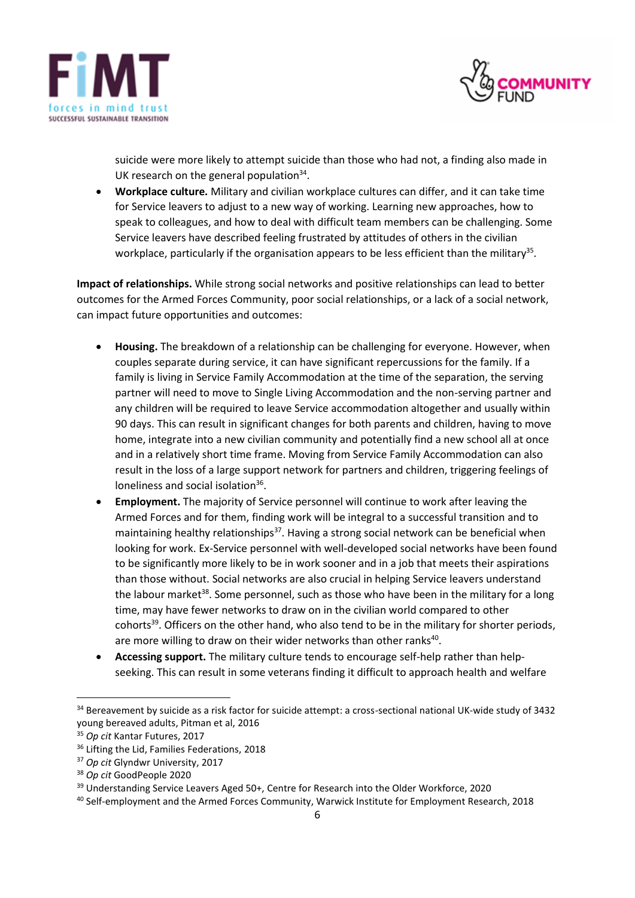suicide were more likely to attempt suicide than those who had not, a finding also made in UK research on the general population[34].

- **Workplace culture.** Military and civilian workplace cultures can differ, and it can take time for Service leavers to adjust to a new way of working. Learning new approaches, how to speak to colleagues, and how to deal with difficult team members can be challenging. Some Service leavers have described feeling frustrated by attitudes of others in the civilian workplace, particularly if the organisation appears to be less efficient than the military[35].

**Impact of relationships.** While strong social networks and positive relationships can lead to better outcomes for the Armed Forces Community, poor social relationships, or a lack of a social network, can impact future opportunities and outcomes:

- **Housing.** The breakdown of a relationship can be challenging for everyone. However, when couples separate during service, it can have significant repercussions for the family. If a family is living in Service Family Accommodation at the time of the separation, the serving partner will need to move to Single Living Accommodation and the non-serving partner and any children will be required to leave Service accommodation altogether and usually within 90 days. This can result in significant changes for both parents and children, having to move home, integrate into a new civilian community and potentially find a new school all at once and in a relatively short time frame. Moving from Service Family Accommodation can also result in the loss of a large support network for partners and children, triggering feelings of loneliness and social isolation[36].
- **Employment.** The majority of Service personnel will continue to work after leaving the Armed Forces and for them, finding work will be integral to a successful transition and to maintaining healthy relationships[37]. Having a strong social network can be beneficial when looking for work. Ex-Service personnel with well-developed social networks have been found to be significantly more likely to be in work sooner and in a job that meets their aspirations than those without. Social networks are also crucial in helping Service leavers understand the labour market[38]. Some personnel, such as those who have been in the military for a long time, may have fewer networks to draw on in the civilian world compared to other cohorts[39]. Officers on the other hand, who also tend to be in the military for shorter periods, are more willing to draw on their wider networks than other ranks[40].
- **Accessing support.** The military culture tends to encourage self-help rather than help-seeking. This can result in some veterans finding it difficult to approach health and welfare

---

[34] Bereavement by suicide as a risk factor for suicide attempt: a cross-sectional national UK-wide study of 3432 young bereaved adults, Pitman et al, 2016

[35] *Op cit* Kantar Futures, 2017

[36] Lifting the Lid, Families Federations, 2018

[37] *Op cit* Glyndwr University, 2017

[38] *Op cit* GoodPeople 2020

[39] Understanding Service Leavers Aged 50+, Centre for Research into the Older Workforce, 2020

[40] Self-employment and the Armed Forces Community, Warwick Institute for Employment Research, 2018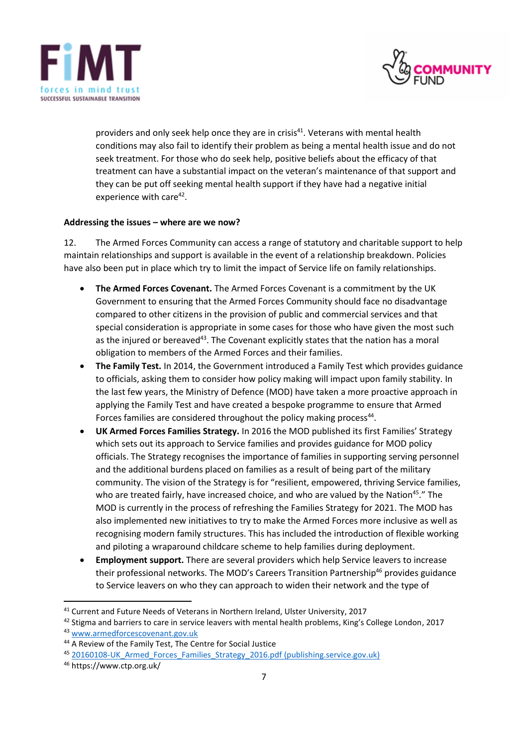providers and only seek help once they are in crisis[41]. Veterans with mental health conditions may also fail to identify their problem as being a mental health issue and do not seek treatment. For those who do seek help, positive beliefs about the efficacy of that treatment can have a substantial impact on the veteran's maintenance of that support and they can be put off seeking mental health support if they have had a negative initial experience with care[42].

**Addressing the issues – where are we now?**

12. The Armed Forces Community can access a range of statutory and charitable support to help maintain relationships and support is available in the event of a relationship breakdown. Policies have also been put in place which try to limit the impact of Service life on family relationships.

- **The Armed Forces Covenant.** The Armed Forces Covenant is a commitment by the UK Government to ensuring that the Armed Forces Community should face no disadvantage compared to other citizens in the provision of public and commercial services and that special consideration is appropriate in some cases for those who have given the most such as the injured or bereaved[43]. The Covenant explicitly states that the nation has a moral obligation to members of the Armed Forces and their families.
- **The Family Test.** In 2014, the Government introduced a Family Test which provides guidance to officials, asking them to consider how policy making will impact upon family stability. In the last few years, the Ministry of Defence (MOD) have taken a more proactive approach in applying the Family Test and have created a bespoke programme to ensure that Armed Forces families are considered throughout the policy making process[44].
- **UK Armed Forces Families Strategy.** In 2016 the MOD published its first Families' Strategy which sets out its approach to Service families and provides guidance for MOD policy officials. The Strategy recognises the importance of families in supporting serving personnel and the additional burdens placed on families as a result of being part of the military community. The vision of the Strategy is for "resilient, empowered, thriving Service families, who are treated fairly, have increased choice, and who are valued by the Nation[45]." The MOD is currently in the process of refreshing the Families Strategy for 2021. The MOD has also implemented new initiatives to try to make the Armed Forces more inclusive as well as recognising modern family structures. This has included the introduction of flexible working and piloting a wraparound childcare scheme to help families during deployment.
- **Employment support.** There are several providers which help Service leavers to increase their professional networks. The MOD's Careers Transition Partnership[46] provides guidance to Service leavers on who they can approach to widen their network and the type of

---

[41] Current and Future Needs of Veterans in Northern Ireland, Ulster University, 2017

[42] Stigma and barriers to care in service leavers with mental health problems, King's College London, 2017

[43] www.armedforcescovenant.gov.uk

[44] A Review of the Family Test, The Centre for Social Justice

[45] 20160108-UK_Armed_Forces_Families_Strategy_2016.pdf (publishing.service.gov.uk)

[46] https://www.ctp.org.uk/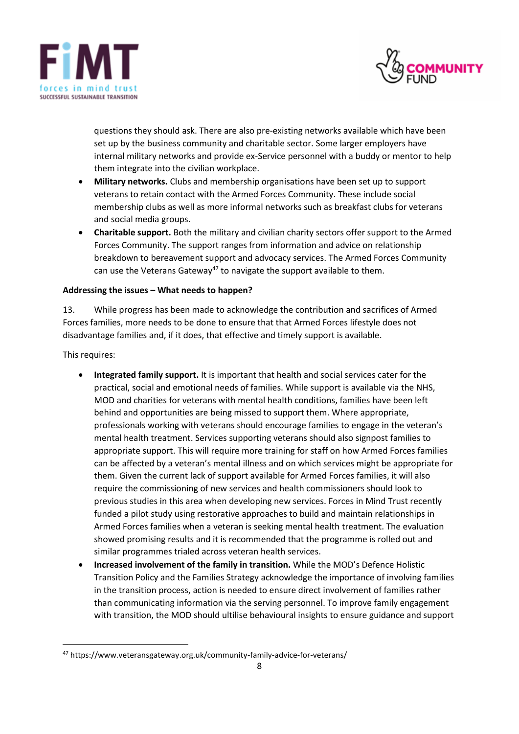questions they should ask. There are also pre-existing networks available which have been set up by the business community and charitable sector. Some larger employers have internal military networks and provide ex-Service personnel with a buddy or mentor to help them integrate into the civilian workplace.

- **Military networks.** Clubs and membership organisations have been set up to support veterans to retain contact with the Armed Forces Community. These include social membership clubs as well as more informal networks such as breakfast clubs for veterans and social media groups.
- **Charitable support.** Both the military and civilian charity sectors offer support to the Armed Forces Community. The support ranges from information and advice on relationship breakdown to bereavement support and advocacy services. The Armed Forces Community can use the Veterans Gateway[47] to navigate the support available to them.

**Addressing the issues – What needs to happen?**

13. While progress has been made to acknowledge the contribution and sacrifices of Armed Forces families, more needs to be done to ensure that that Armed Forces lifestyle does not disadvantage families and, if it does, that effective and timely support is available.

This requires:

- **Integrated family support.** It is important that health and social services cater for the practical, social and emotional needs of families. While support is available via the NHS, MOD and charities for veterans with mental health conditions, families have been left behind and opportunities are being missed to support them. Where appropriate, professionals working with veterans should encourage families to engage in the veteran's mental health treatment. Services supporting veterans should also signpost families to appropriate support. This will require more training for staff on how Armed Forces families can be affected by a veteran's mental illness and on which services might be appropriate for them. Given the current lack of support available for Armed Forces families, it will also require the commissioning of new services and health commissioners should look to previous studies in this area when developing new services. Forces in Mind Trust recently funded a pilot study using restorative approaches to build and maintain relationships in Armed Forces families when a veteran is seeking mental health treatment. The evaluation showed promising results and it is recommended that the programme is rolled out and similar programmes trialed across veteran health services.
- **Increased involvement of the family in transition.** While the MOD's Defence Holistic Transition Policy and the Families Strategy acknowledge the importance of involving families in the transition process, action is needed to ensure direct involvement of families rather than communicating information via the serving personnel. To improve family engagement with transition, the MOD should ultilise behavioural insights to ensure guidance and support

[47] https://www.veteransgateway.org.uk/community-family-advice-for-veterans/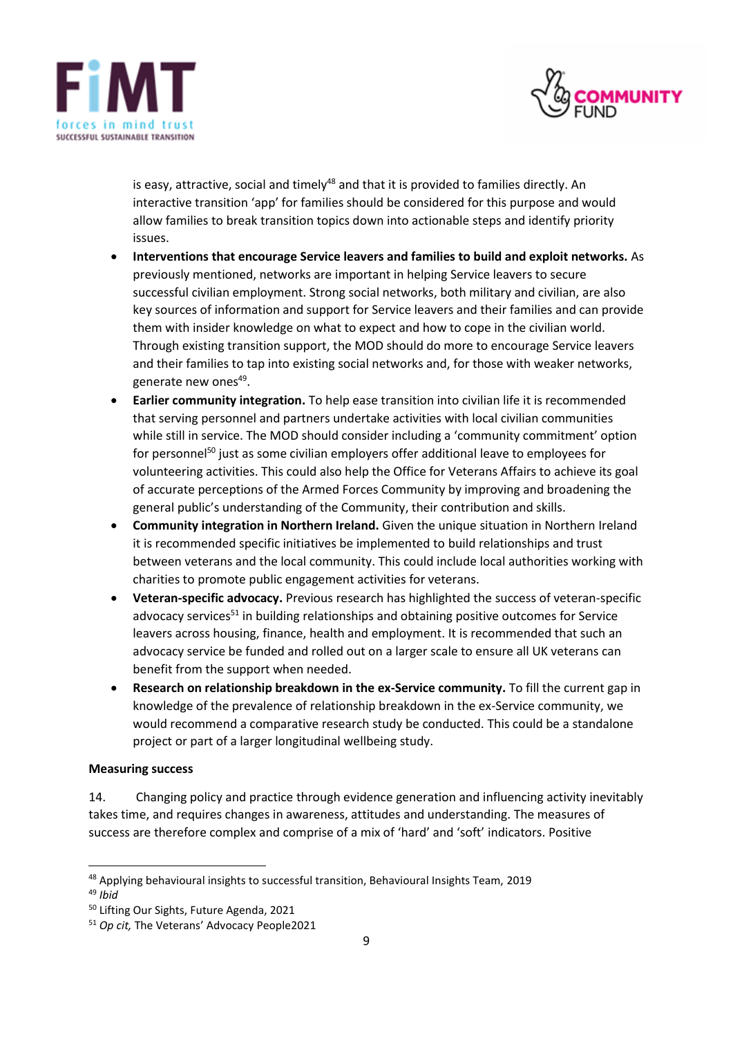is easy, attractive, social and timely[48] and that it is provided to families directly. An interactive transition 'app' for families should be considered for this purpose and would allow families to break transition topics down into actionable steps and identify priority issues.

- **Interventions that encourage Service leavers and families to build and exploit networks.** As previously mentioned, networks are important in helping Service leavers to secure successful civilian employment. Strong social networks, both military and civilian, are also key sources of information and support for Service leavers and their families and can provide them with insider knowledge on what to expect and how to cope in the civilian world. Through existing transition support, the MOD should do more to encourage Service leavers and their families to tap into existing social networks and, for those with weaker networks, generate new ones[49].
- **Earlier community integration.** To help ease transition into civilian life it is recommended that serving personnel and partners undertake activities with local civilian communities while still in service. The MOD should consider including a 'community commitment' option for personnel[50] just as some civilian employers offer additional leave to employees for volunteering activities. This could also help the Office for Veterans Affairs to achieve its goal of accurate perceptions of the Armed Forces Community by improving and broadening the general public's understanding of the Community, their contribution and skills.
- **Community integration in Northern Ireland.** Given the unique situation in Northern Ireland it is recommended specific initiatives be implemented to build relationships and trust between veterans and the local community. This could include local authorities working with charities to promote public engagement activities for veterans.
- **Veteran-specific advocacy.** Previous research has highlighted the success of veteran-specific advocacy services[51] in building relationships and obtaining positive outcomes for Service leavers across housing, finance, health and employment. It is recommended that such an advocacy service be funded and rolled out on a larger scale to ensure all UK veterans can benefit from the support when needed.
- **Research on relationship breakdown in the ex-Service community.** To fill the current gap in knowledge of the prevalence of relationship breakdown in the ex-Service community, we would recommend a comparative research study be conducted. This could be a standalone project or part of a larger longitudinal wellbeing study.

**Measuring success**

14. Changing policy and practice through evidence generation and influencing activity inevitably takes time, and requires changes in awareness, attitudes and understanding. The measures of success are therefore complex and comprise of a mix of 'hard' and 'soft' indicators. Positive

---

[48] Applying behavioural insights to successful transition, Behavioural Insights Team, 2019

[49] *Ibid*

[50] Lifting Our Sights, Future Agenda, 2021

[51] *Op cit,* The Veterans' Advocacy People2021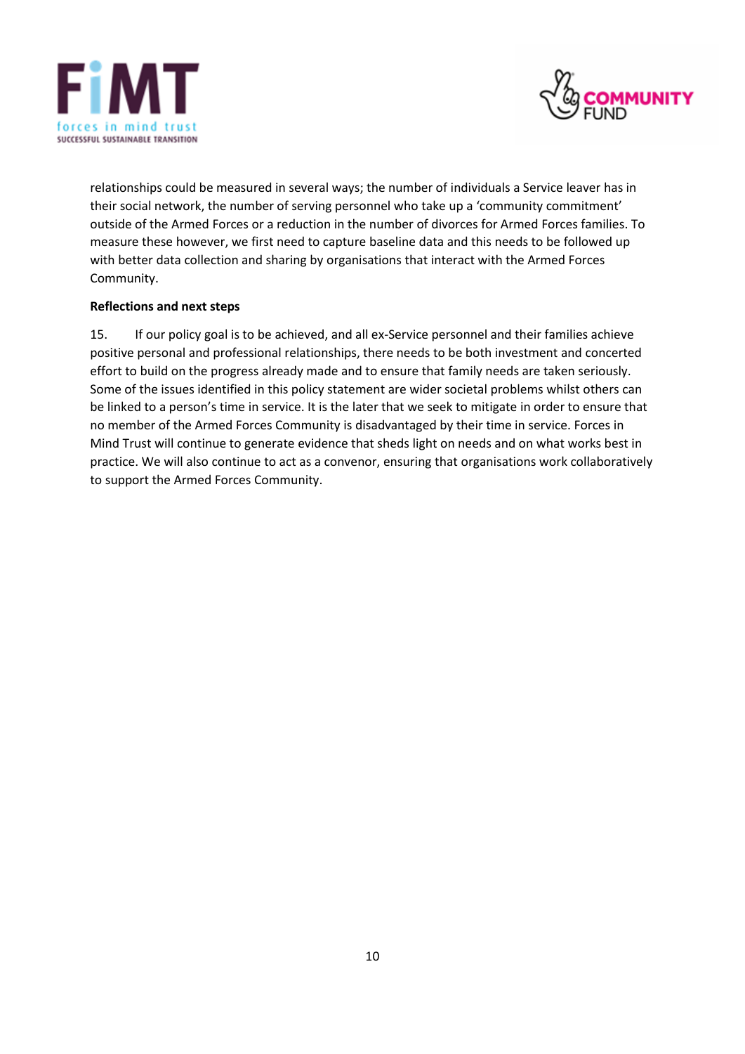relationships could be measured in several ways; the number of individuals a Service leaver has in their social network, the number of serving personnel who take up a 'community commitment' outside of the Armed Forces or a reduction in the number of divorces for Armed Forces families. To measure these however, we first need to capture baseline data and this needs to be followed up with better data collection and sharing by organisations that interact with the Armed Forces Community.

**Reflections and next steps**

15. If our policy goal is to be achieved, and all ex-Service personnel and their families achieve positive personal and professional relationships, there needs to be both investment and concerted effort to build on the progress already made and to ensure that family needs are taken seriously. Some of the issues identified in this policy statement are wider societal problems whilst others can be linked to a person's time in service. It is the later that we seek to mitigate in order to ensure that no member of the Armed Forces Community is disadvantaged by their time in service. Forces in Mind Trust will continue to generate evidence that sheds light on needs and on what works best in practice. We will also continue to act as a convenor, ensuring that organisations work collaboratively to support the Armed Forces Community.